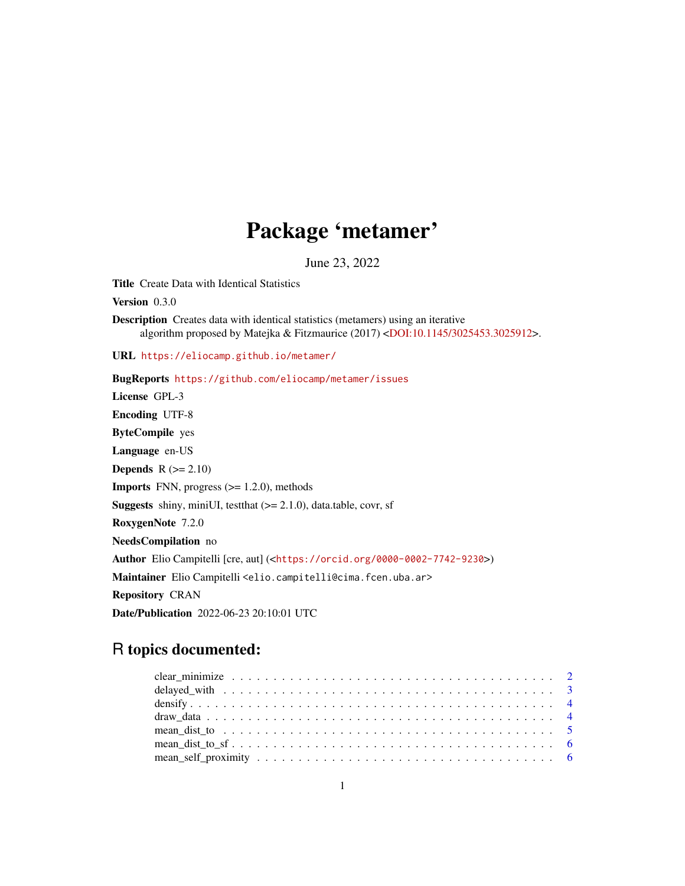# Package 'metamer'

June 23, 2022

**Title** Create Data with Identical Statistics

**Version** 0.3.0

**Description** Creates data with identical statistics (metamers) using an iterative algorithm proposed by Matejka & Fitzmaurice (2017) <DOI:10.1145/3025453.3025912>.

**URL** https://eliocamp.github.io/metamer/

**BugReports** https://github.com/eliocamp/metamer/issues

**License** GPL-3

**Encoding** UTF-8

**ByteCompile** yes

**Language** en-US

**Depends** R (>= 2.10)

**Imports** FNN, progress (>= 1.2.0), methods

**Suggests** shiny, miniUI, testthat (>= 2.1.0), data.table, covr, sf

**RoxygenNote** 7.2.0

**NeedsCompilation** no

**Author** Elio Campitelli [cre, aut] (<https://orcid.org/0000-0002-7742-9230>)

**Maintainer** Elio Campitelli <elio.campitelli@cima.fcen.uba.ar>

**Repository** CRAN

**Date/Publication** 2022-06-23 20:10:01 UTC

## R topics documented:

| | |
|---|---|
| clear_minimize | 2 |
| delayed_with | 3 |
| densify | 4 |
| draw_data | 4 |
| mean_dist_to | 5 |
| mean_dist_to_sf | 6 |
| mean_self_proximity | 6 |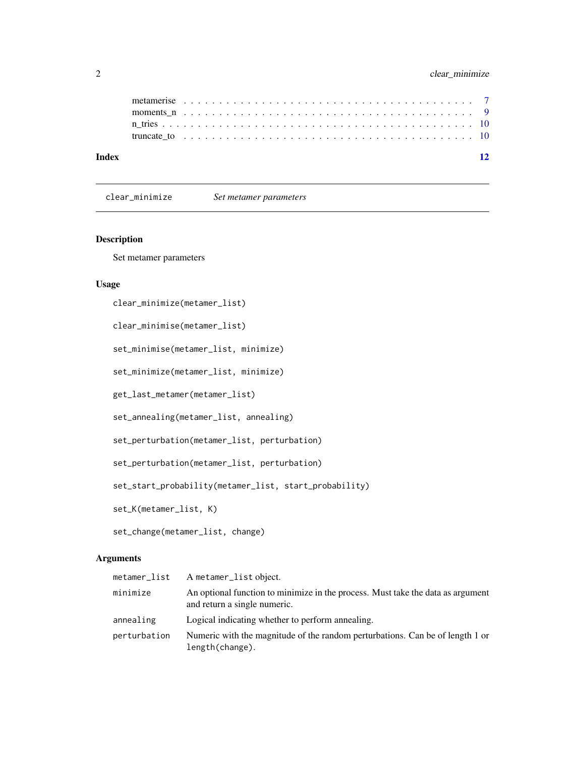| | |
|---|---|
| metamerise | 7 |
| moments_n | 9 |
| n_tries | 10 |
| truncate_to | 10 |

**Index** **12**

---

`clear_minimize` *Set metamer parameters*

---

## Description

Set metamer parameters

## Usage

```
clear_minimize(metamer_list)

clear_minimise(metamer_list)

set_minimise(metamer_list, minimize)

set_minimize(metamer_list, minimize)

get_last_metamer(metamer_list)

set_annealing(metamer_list, annealing)

set_perturbation(metamer_list, perturbation)

set_perturbation(metamer_list, perturbation)

set_start_probability(metamer_list, start_probability)

set_K(metamer_list, K)

set_change(metamer_list, change)
```

## Arguments

| | |
|---|---|
| `metamer_list` | A `metamer_list` object. |
| `minimize` | An optional function to minimize in the process. Must take the data as argument and return a single numeric. |
| `annealing` | Logical indicating whether to perform annealing. |
| `perturbation` | Numeric with the magnitude of the random perturbations. Can be of length 1 or `length(change)`. |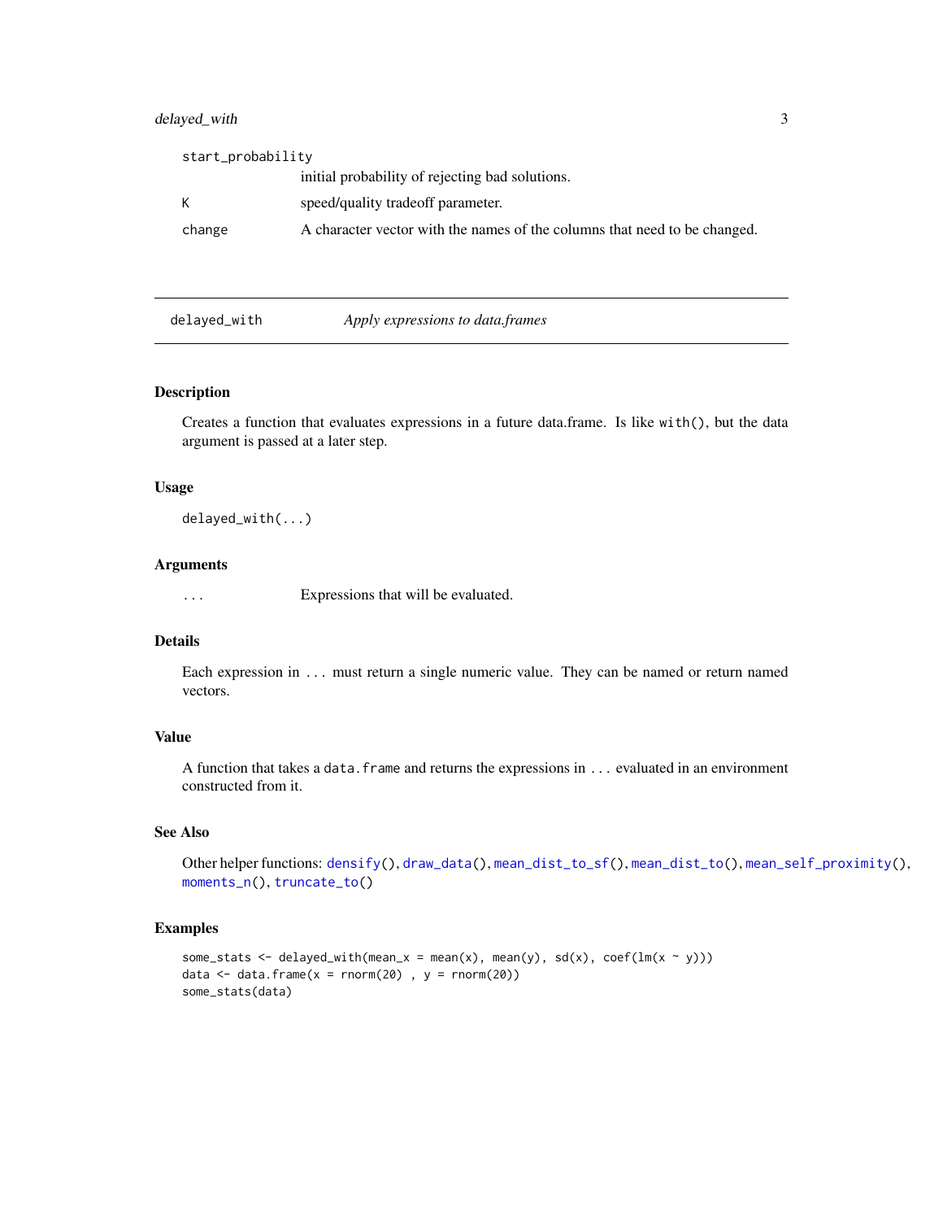| | |
|---|---|
| `start_probability` | initial probability of rejecting bad solutions. |
| `K` | speed/quality tradeoff parameter. |
| `change` | A character vector with the names of the columns that need to be changed. |

---

## delayed_with — *Apply expressions to data.frames*

### Description

Creates a function that evaluates expressions in a future data.frame. Is like `with()`, but the data argument is passed at a later step.

### Usage

```
delayed_with(...)
```

### Arguments

| | |
|---|---|
| `...` | Expressions that will be evaluated. |

### Details

Each expression in `...` must return a single numeric value. They can be named or return named vectors.

### Value

A function that takes a `data.frame` and returns the expressions in `...` evaluated in an environment constructed from it.

### See Also

Other helper functions: `densify()`, `draw_data()`, `mean_dist_to_sf()`, `mean_dist_to()`, `mean_self_proximity()`, `moments_n()`, `truncate_to()`

### Examples

```
some_stats <- delayed_with(mean_x = mean(x), mean(y), sd(x), coef(lm(x ~ y)))
data <- data.frame(x = rnorm(20) , y = rnorm(20))
some_stats(data)
```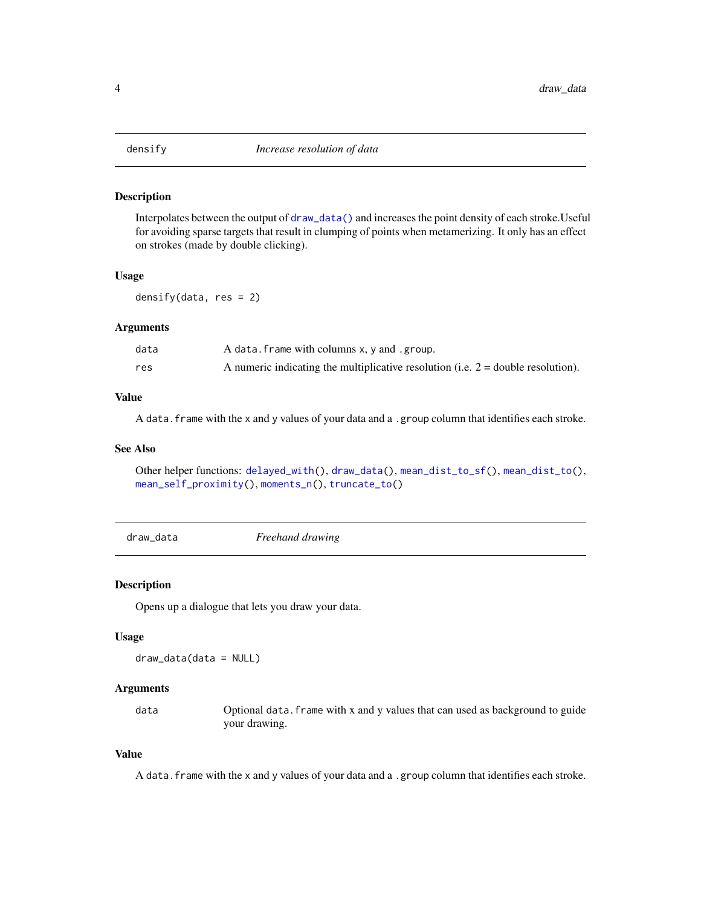## densify — *Increase resolution of data*

### Description

Interpolates between the output of `draw_data()` and increases the point density of each stroke.Useful for avoiding sparse targets that result in clumping of points when metamerizing. It only has an effect on strokes (made by double clicking).

### Usage

```
densify(data, res = 2)
```

### Arguments

| | |
|---|---|
| `data` | A `data.frame` with columns `x`, `y` and `.group`. |
| `res` | A numeric indicating the multiplicative resolution (i.e. 2 = double resolution). |

### Value

A `data.frame` with the `x` and `y` values of your data and a `.group` column that identifies each stroke.

### See Also

Other helper functions: `delayed_with()`, `draw_data()`, `mean_dist_to_sf()`, `mean_dist_to()`, `mean_self_proximity()`, `moments_n()`, `truncate_to()`

## draw_data — *Freehand drawing*

### Description

Opens up a dialogue that lets you draw your data.

### Usage

```
draw_data(data = NULL)
```

### Arguments

| | |
|---|---|
| `data` | Optional `data.frame` with x and y values that can used as background to guide your drawing. |

### Value

A `data.frame` with the `x` and `y` values of your data and a `.group` column that identifies each stroke.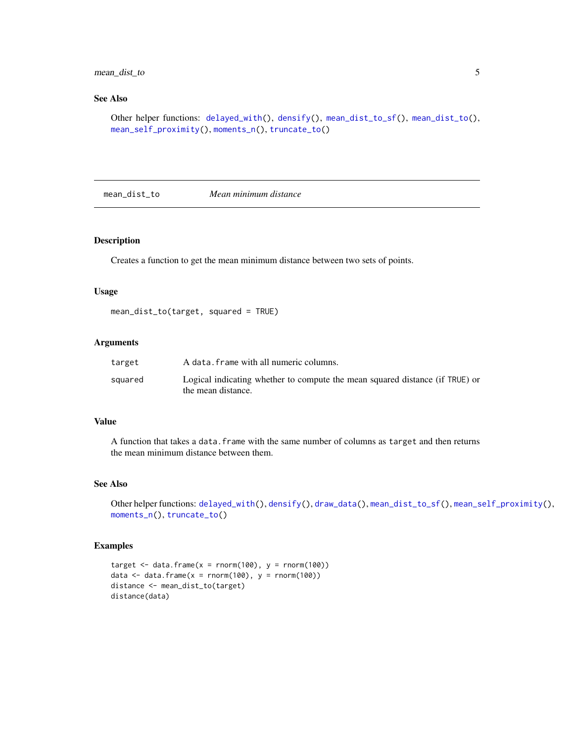## See Also

Other helper functions: `delayed_with()`, `densify()`, `mean_dist_to_sf()`, `mean_dist_to()`, `mean_self_proximity()`, `moments_n()`, `truncate_to()`

---

## `mean_dist_to` — *Mean minimum distance*

---

### Description

Creates a function to get the mean minimum distance between two sets of points.

### Usage

```
mean_dist_to(target, squared = TRUE)
```

### Arguments

| | |
|---|---|
| `target` | A `data.frame` with all numeric columns. |
| `squared` | Logical indicating whether to compute the mean squared distance (if `TRUE`) or the mean distance. |

### Value

A function that takes a `data.frame` with the same number of columns as `target` and then returns the mean minimum distance between them.

### See Also

Other helper functions: `delayed_with()`, `densify()`, `draw_data()`, `mean_dist_to_sf()`, `mean_self_proximity()`, `moments_n()`, `truncate_to()`

### Examples

```
target <- data.frame(x = rnorm(100), y = rnorm(100))
data <- data.frame(x = rnorm(100), y = rnorm(100))
distance <- mean_dist_to(target)
distance(data)
```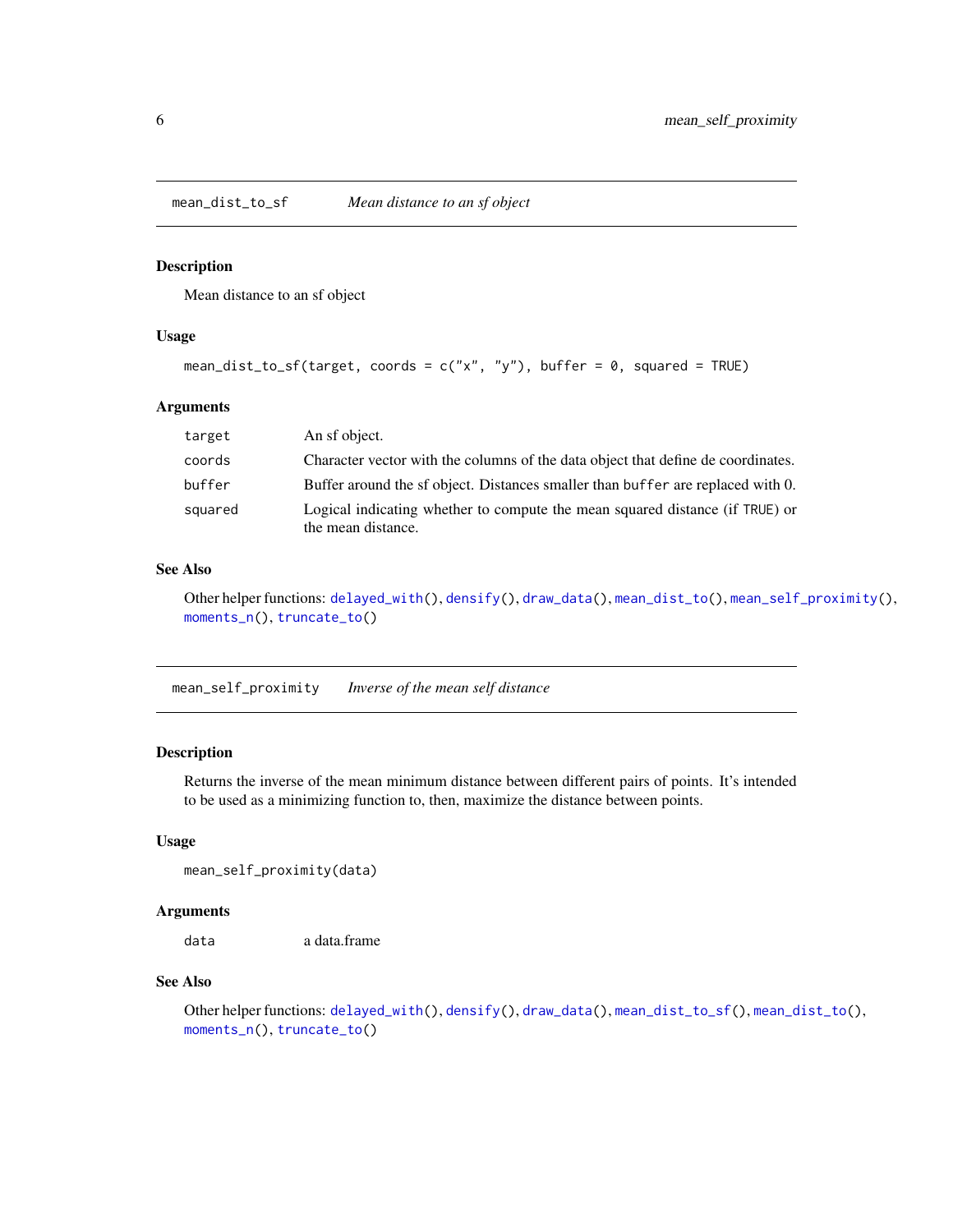## mean_dist_to_sf — *Mean distance to an sf object*

### Description

Mean distance to an sf object

### Usage

```
mean_dist_to_sf(target, coords = c("x", "y"), buffer = 0, squared = TRUE)
```

### Arguments

| | |
|---|---|
| target | An sf object. |
| coords | Character vector with the columns of the data object that define de coordinates. |
| buffer | Buffer around the sf object. Distances smaller than `buffer` are replaced with 0. |
| squared | Logical indicating whether to compute the mean squared distance (if `TRUE`) or the mean distance. |

### See Also

Other helper functions: `delayed_with()`, `densify()`, `draw_data()`, `mean_dist_to()`, `mean_self_proximity()`, `moments_n()`, `truncate_to()`

## mean_self_proximity — *Inverse of the mean self distance*

### Description

Returns the inverse of the mean minimum distance between different pairs of points. It's intended to be used as a minimizing function to, then, maximize the distance between points.

### Usage

```
mean_self_proximity(data)
```

### Arguments

| | |
|---|---|
| data | a data.frame |

### See Also

Other helper functions: `delayed_with()`, `densify()`, `draw_data()`, `mean_dist_to_sf()`, `mean_dist_to()`, `moments_n()`, `truncate_to()`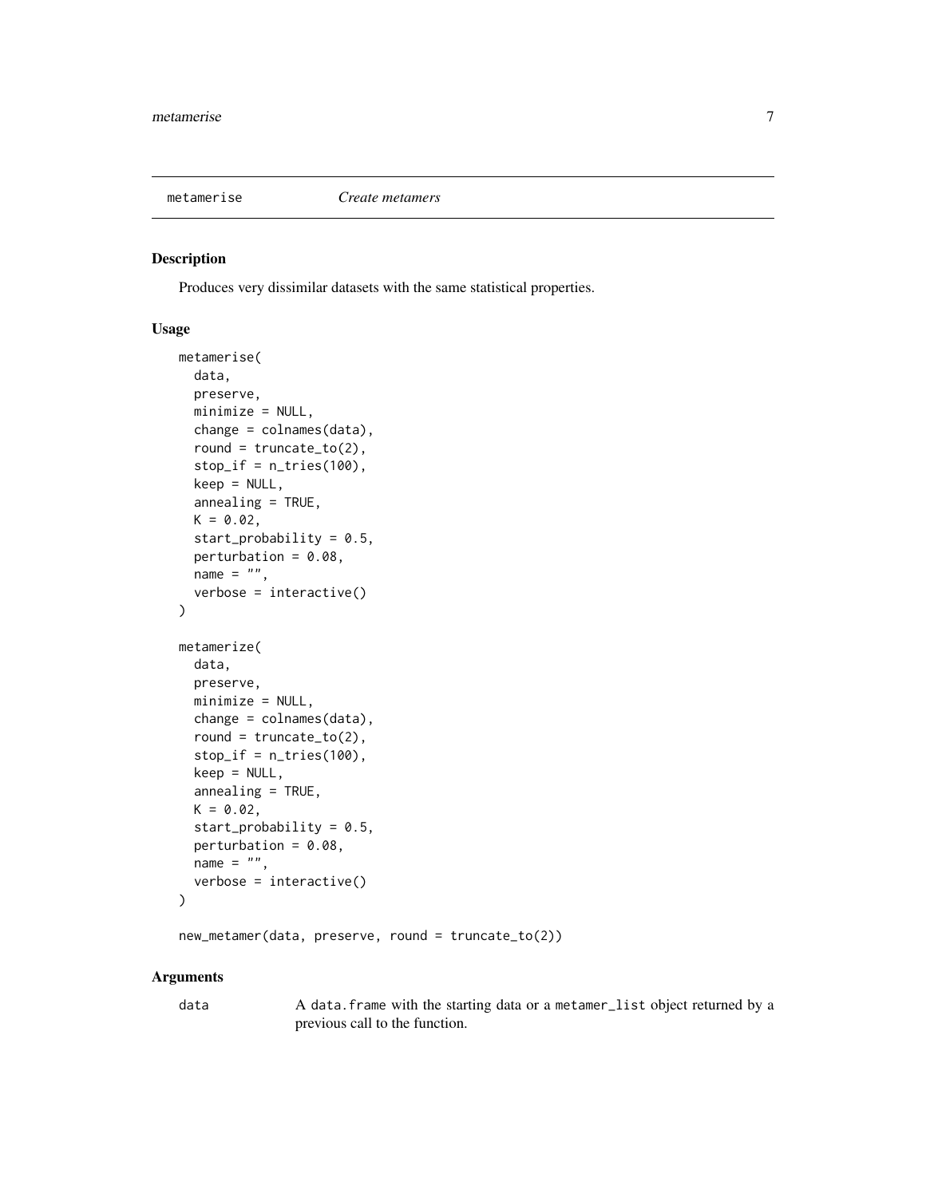## metamerise    *Create metamers*

### Description

Produces very dissimilar datasets with the same statistical properties.

### Usage

```
metamerise(
  data,
  preserve,
  minimize = NULL,
  change = colnames(data),
  round = truncate_to(2),
  stop_if = n_tries(100),
  keep = NULL,
  annealing = TRUE,
  K = 0.02,
  start_probability = 0.5,
  perturbation = 0.08,
  name = "",
  verbose = interactive()
)

metamerize(
  data,
  preserve,
  minimize = NULL,
  change = colnames(data),
  round = truncate_to(2),
  stop_if = n_tries(100),
  keep = NULL,
  annealing = TRUE,
  K = 0.02,
  start_probability = 0.5,
  perturbation = 0.08,
  name = "",
  verbose = interactive()
)

new_metamer(data, preserve, round = truncate_to(2))
```

### Arguments

| | |
|---|---|
| `data` | A `data.frame` with the starting data or a `metamer_list` object returned by a previous call to the function. |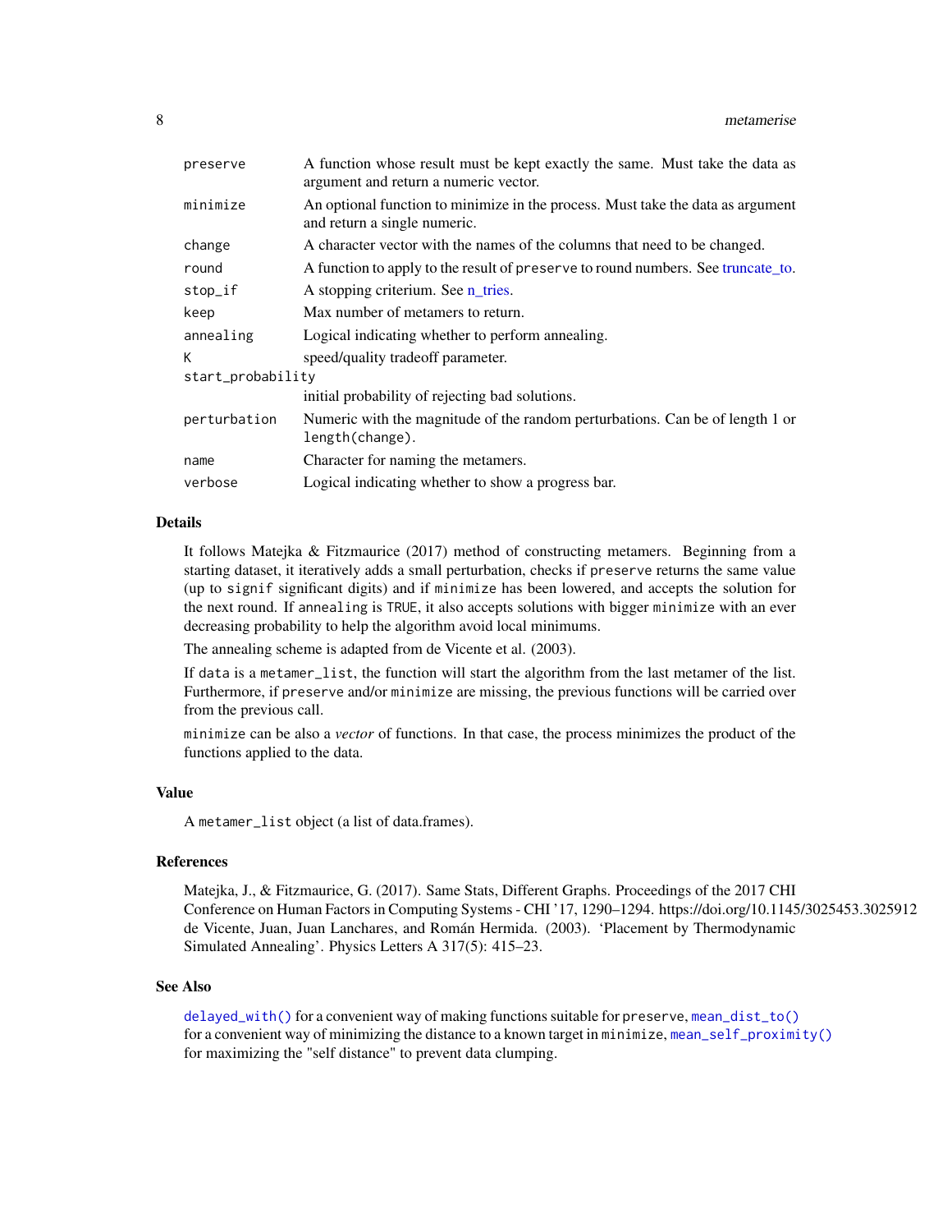| | |
|---|---|
| `preserve` | A function whose result must be kept exactly the same. Must take the data as argument and return a numeric vector. |
| `minimize` | An optional function to minimize in the process. Must take the data as argument and return a single numeric. |
| `change` | A character vector with the names of the columns that need to be changed. |
| `round` | A function to apply to the result of `preserve` to round numbers. See truncate_to. |
| `stop_if` | A stopping criterium. See n_tries. |
| `keep` | Max number of metamers to return. |
| `annealing` | Logical indicating whether to perform annealing. |
| `K` | speed/quality tradeoff parameter. |
| `start_probability` | initial probability of rejecting bad solutions. |
| `perturbation` | Numeric with the magnitude of the random perturbations. Can be of length 1 or `length(change)`. |
| `name` | Character for naming the metamers. |
| `verbose` | Logical indicating whether to show a progress bar. |

## Details

It follows Matejka & Fitzmaurice (2017) method of constructing metamers. Beginning from a starting dataset, it iteratively adds a small perturbation, checks if `preserve` returns the same value (up to `signif` significant digits) and if `minimize` has been lowered, and accepts the solution for the next round. If `annealing` is `TRUE`, it also accepts solutions with bigger `minimize` with an ever decreasing probability to help the algorithm avoid local minimums.

The annealing scheme is adapted from de Vicente et al. (2003).

If `data` is a `metamer_list`, the function will start the algorithm from the last metamer of the list. Furthermore, if `preserve` and/or `minimize` are missing, the previous functions will be carried over from the previous call.

`minimize` can be also a *vector* of functions. In that case, the process minimizes the product of the functions applied to the data.

## Value

A `metamer_list` object (a list of data.frames).

## References

Matejka, J., & Fitzmaurice, G. (2017). Same Stats, Different Graphs. Proceedings of the 2017 CHI Conference on Human Factors in Computing Systems - CHI '17, 1290–1294. https://doi.org/10.1145/3025453.3025912
de Vicente, Juan, Juan Lanchares, and Román Hermida. (2003). 'Placement by Thermodynamic Simulated Annealing'. Physics Letters A 317(5): 415–23.

## See Also

`delayed_with()` for a convenient way of making functions suitable for `preserve`, `mean_dist_to()` for a convenient way of minimizing the distance to a known target in `minimize`, `mean_self_proximity()` for maximizing the "self distance" to prevent data clumping.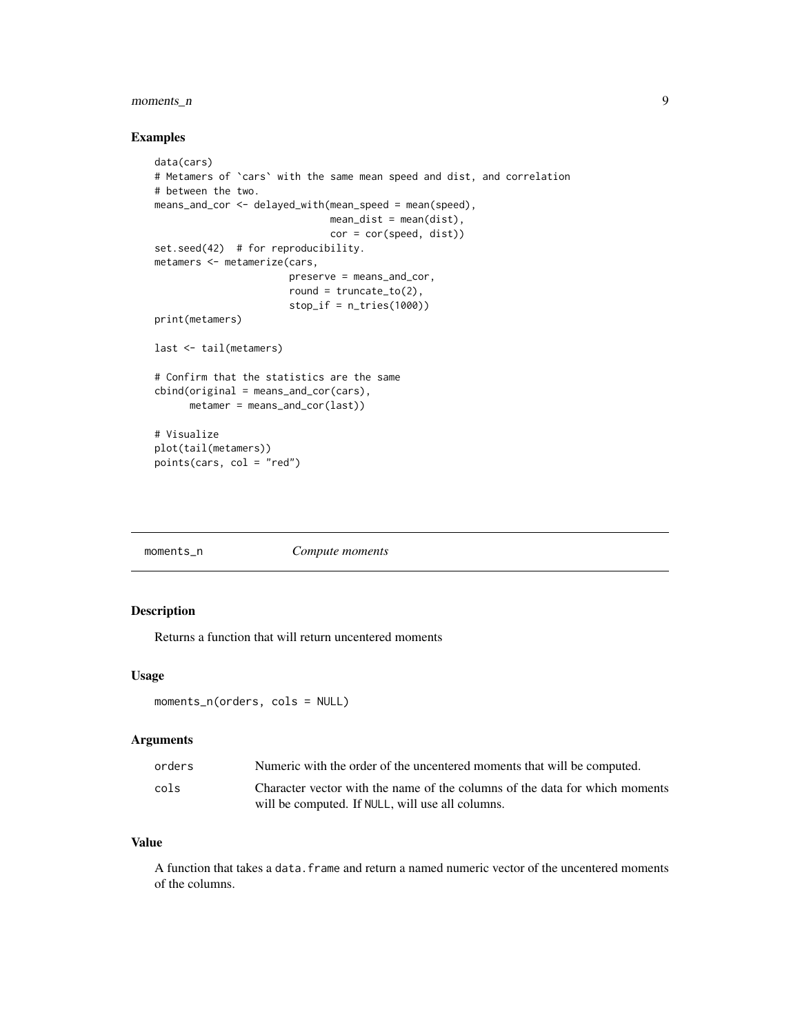## Examples

```
data(cars)
# Metamers of `cars` with the same mean speed and dist, and correlation
# between the two.
means_and_cor <- delayed_with(mean_speed = mean(speed),
                              mean_dist = mean(dist),
                              cor = cor(speed, dist))
set.seed(42)  # for reproducibility.
metamers <- metamerize(cars,
                       preserve = means_and_cor,
                       round = truncate_to(2),
                       stop_if = n_tries(1000))
print(metamers)

last <- tail(metamers)

# Confirm that the statistics are the same
cbind(original = means_and_cor(cars),
      metamer = means_and_cor(last))

# Visualize
plot(tail(metamers))
points(cars, col = "red")
```

---

# moments_n    *Compute moments*

## Description

Returns a function that will return uncentered moments

## Usage

```
moments_n(orders, cols = NULL)
```

## Arguments

| | |
|---|---|
| orders | Numeric with the order of the uncentered moments that will be computed. |
| cols | Character vector with the name of the columns of the data for which moments will be computed. If NULL, will use all columns. |

## Value

A function that takes a data.frame and return a named numeric vector of the uncentered moments of the columns.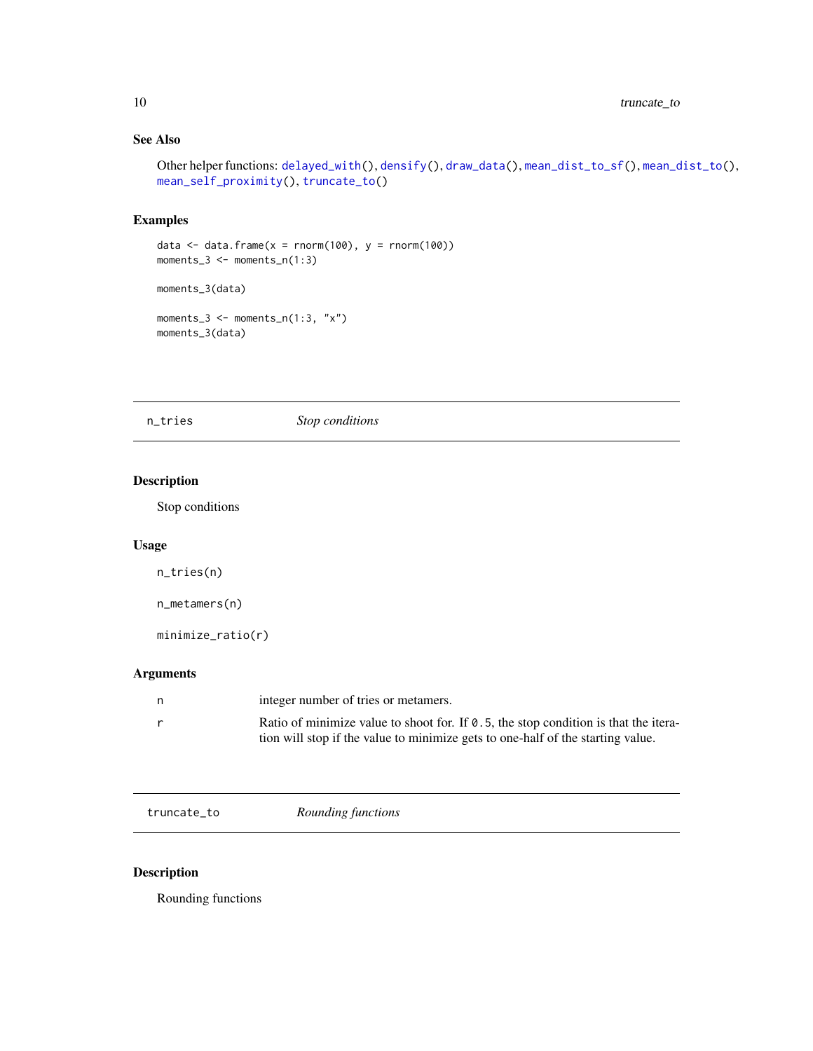### See Also

Other helper functions: `delayed_with()`, `densify()`, `draw_data()`, `mean_dist_to_sf()`, `mean_dist_to()`, `mean_self_proximity()`, `truncate_to()`

### Examples

```
data <- data.frame(x = rnorm(100), y = rnorm(100))
moments_3 <- moments_n(1:3)

moments_3(data)

moments_3 <- moments_n(1:3, "x")
moments_3(data)
```

---

## n_tries *Stop conditions*

---

### Description

Stop conditions

### Usage

```
n_tries(n)

n_metamers(n)

minimize_ratio(r)
```

### Arguments

| | |
|---|---|
| n | integer number of tries or metamers. |
| r | Ratio of minimize value to shoot for. If `0.5`, the stop condition is that the iteration will stop if the value to minimize gets to one-half of the starting value. |

---

## truncate_to *Rounding functions*

---

### Description

Rounding functions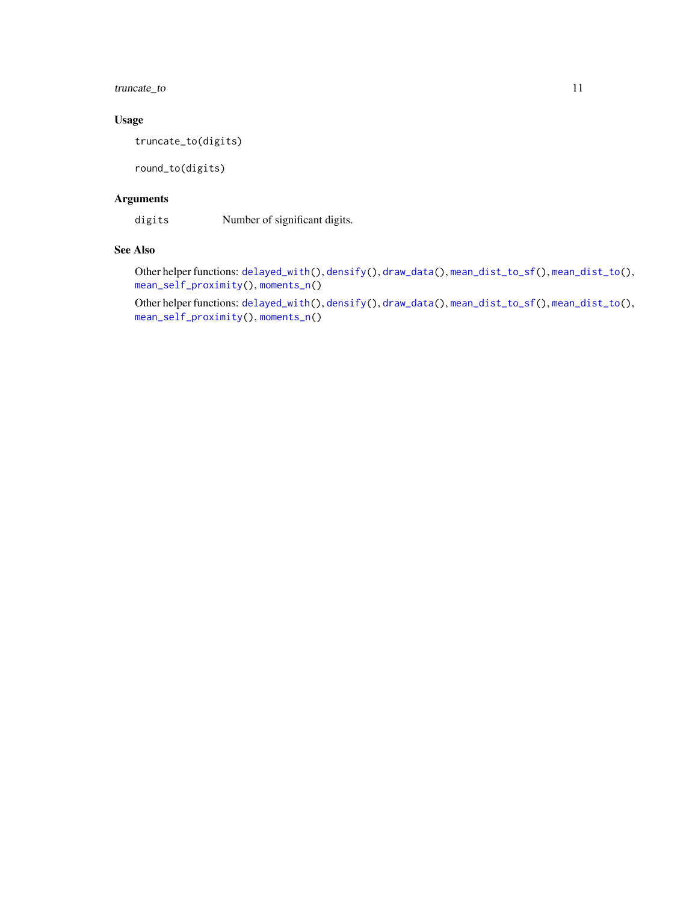## Usage

```
truncate_to(digits)

round_to(digits)
```

## Arguments

| | |
|---|---|
| `digits` | Number of significant digits. |

## See Also

Other helper functions: `delayed_with()`, `densify()`, `draw_data()`, `mean_dist_to_sf()`, `mean_dist_to()`, `mean_self_proximity()`, `moments_n()`

Other helper functions: `delayed_with()`, `densify()`, `draw_data()`, `mean_dist_to_sf()`, `mean_dist_to()`, `mean_self_proximity()`, `moments_n()`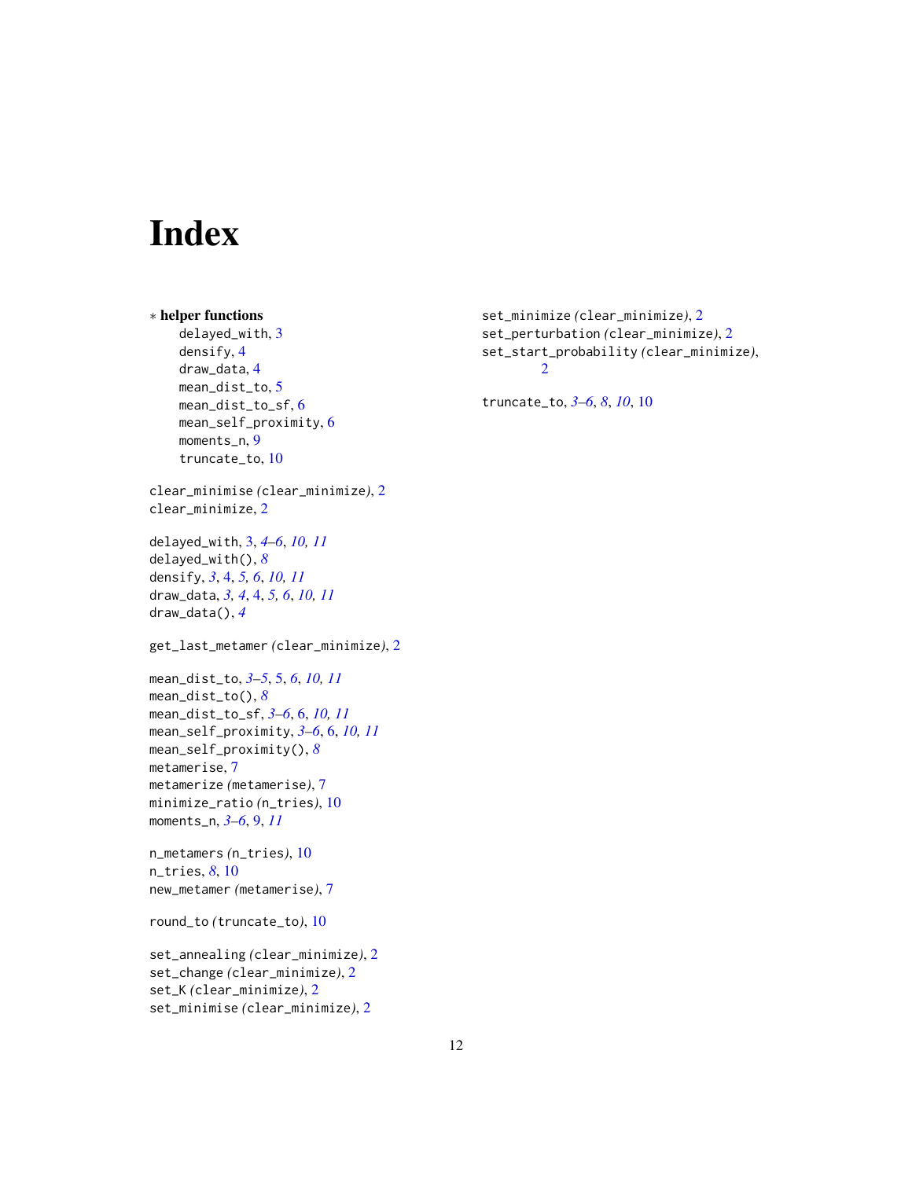# Index

∗ **helper functions**

delayed_with, 3
densify, 4
draw_data, 4
mean_dist_to, 5
mean_dist_to_sf, 6
mean_self_proximity, 6
moments_n, 9
truncate_to, 10

clear_minimise (clear_minimize), 2
clear_minimize, 2

delayed_with, 3, *4–6*, *10, 11*
delayed_with(), *8*
densify, *3*, 4, *5, 6*, *10, 11*
draw_data, *3, 4*, 4, *5, 6*, *10, 11*
draw_data(), *4*

get_last_metamer (clear_minimize), 2

mean_dist_to, *3–5*, 5, *6*, *10, 11*
mean_dist_to(), *8*
mean_dist_to_sf, *3–6*, 6, *10, 11*
mean_self_proximity, *3–6*, 6, *10, 11*
mean_self_proximity(), *8*
metamerise, 7
metamerize (metamerise), 7
minimize_ratio (n_tries), 10
moments_n, *3–6*, 9, *11*

n_metamers (n_tries), 10
n_tries, *8*, 10
new_metamer (metamerise), 7

round_to (truncate_to), 10

set_annealing (clear_minimize), 2
set_change (clear_minimize), 2
set_K (clear_minimize), 2
set_minimise (clear_minimize), 2
set_minimize (clear_minimize), 2
set_perturbation (clear_minimize), 2
set_start_probability (clear_minimize), 2

truncate_to, *3–6*, *8*, *10*, 10